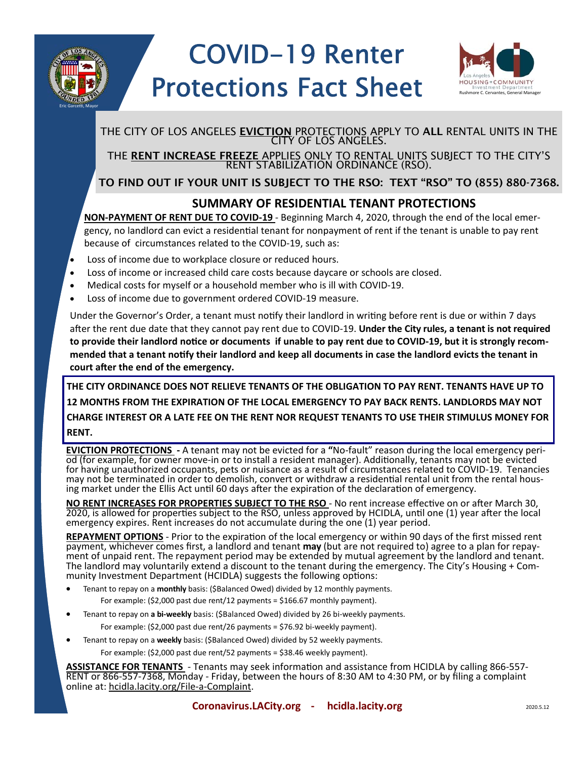# COVID-19 Renter Protections Fact Sheet

Eric Garcetti, Mayor

Los Angeles HOUSING+COMMUNITY Investment Department
Rushmore C. Cervantes, General Manager

THE CITY OF LOS ANGELES **EVICTION** PROTECTIONS APPLY TO **ALL** RENTAL UNITS IN THE CITY OF LOS ANGELES.

THE **RENT INCREASE FREEZE** APPLIES ONLY TO RENTAL UNITS SUBJECT TO THE CITY'S RENT STABILIZATION ORDINANCE (RSO).

**TO FIND OUT IF YOUR UNIT IS SUBJECT TO THE RSO: TEXT "RSO" TO (855) 880-7368.**

## SUMMARY OF RESIDENTIAL TENANT PROTECTIONS

**NON-PAYMENT OF RENT DUE TO COVID-19** - Beginning March 4, 2020, through the end of the local emergency, no landlord can evict a residential tenant for nonpayment of rent if the tenant is unable to pay rent because of circumstances related to the COVID-19, such as:

- Loss of income due to workplace closure or reduced hours.
- Loss of income or increased child care costs because daycare or schools are closed.
- Medical costs for myself or a household member who is ill with COVID-19.
- Loss of income due to government ordered COVID-19 measure.

Under the Governor's Order, a tenant must notify their landlord in writing before rent is due or within 7 days after the rent due date that they cannot pay rent due to COVID-19. **Under the City rules, a tenant is not required to provide their landlord notice or documents if unable to pay rent due to COVID-19, but it is strongly recommended that a tenant notify their landlord and keep all documents in case the landlord evicts the tenant in court after the end of the emergency.**

**THE CITY ORDINANCE DOES NOT RELIEVE TENANTS OF THE OBLIGATION TO PAY RENT. TENANTS HAVE UP TO 12 MONTHS FROM THE EXPIRATION OF THE LOCAL EMERGENCY TO PAY BACK RENTS. LANDLORDS MAY NOT CHARGE INTEREST OR A LATE FEE ON THE RENT NOR REQUEST TENANTS TO USE THEIR STIMULUS MONEY FOR RENT.**

**EVICTION PROTECTIONS -** A tenant may not be evicted for a "No-fault" reason during the local emergency period (for example, for owner move-in or to install a resident manager). Additionally, tenants may not be evicted for having unauthorized occupants, pets or nuisance as a result of circumstances related to COVID-19. Tenancies may not be terminated in order to demolish, convert or withdraw a residential rental unit from the rental housing market under the Ellis Act until 60 days after the expiration of the declaration of emergency.

**NO RENT INCREASES FOR PROPERTIES SUBJECT TO THE RSO** - No rent increase effective on or after March 30, 2020, is allowed for properties subject to the RSO, unless approved by HCIDLA, until one (1) year after the local emergency expires. Rent increases do not accumulate during the one (1) year period.

**REPAYMENT OPTIONS** - Prior to the expiration of the local emergency or within 90 days of the first missed rent payment, whichever comes first, a landlord and tenant **may** (but are not required to) agree to a plan for repayment of unpaid rent. The repayment period may be extended by mutual agreement by the landlord and tenant. The landlord may voluntarily extend a discount to the tenant during the emergency. The City's Housing + Community Investment Department (HCIDLA) suggests the following options:

- Tenant to repay on a **monthly** basis: ($Balanced Owed) divided by 12 monthly payments.
  For example: ($2,000 past due rent/12 payments = $166.67 monthly payment).
- Tenant to repay on **a bi-weekly** basis: ($Balanced Owed) divided by 26 bi-weekly payments.
  For example: ($2,000 past due rent/26 payments = $76.92 bi-weekly payment).
- Tenant to repay on a **weekly** basis: ($Balanced Owed) divided by 52 weekly payments.
  For example: ($2,000 past due rent/52 payments = $38.46 weekly payment).

**ASSISTANCE FOR TENANTS** - Tenants may seek information and assistance from HCIDLA by calling 866-557-RENT or 866-557-7368, Monday - Friday, between the hours of 8:30 AM to 4:30 PM, or by filing a complaint online at: hcidla.lacity.org/File-a-Complaint.

**Coronavirus.LACity.org - hcidla.lacity.org**

2020.5.12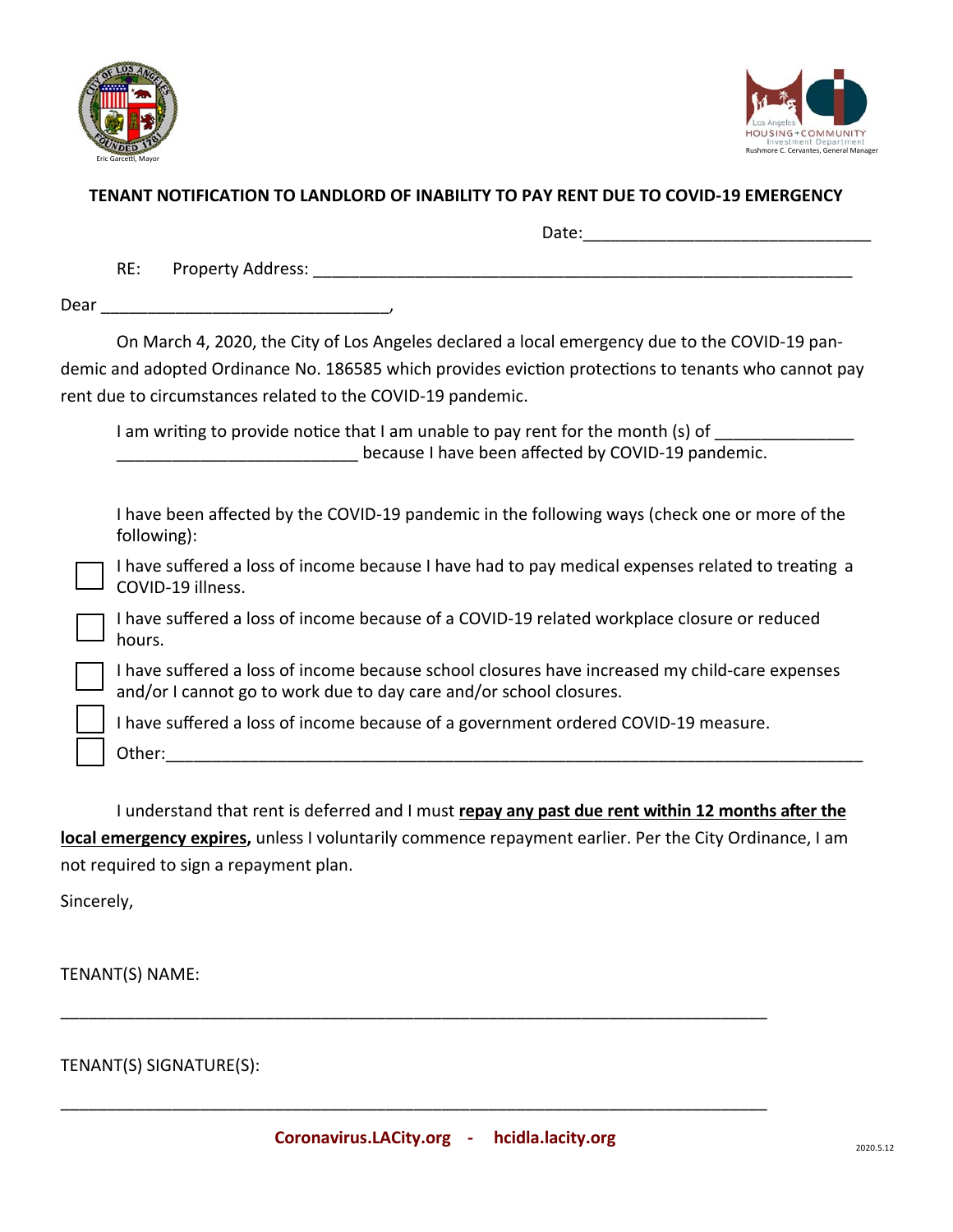Eric Garcetti, Mayor

Los Angeles HOUSING + COMMUNITY Investment Department
Rushmore C. Cervantes, General Manager

## TENANT NOTIFICATION TO LANDLORD OF INABILITY TO PAY RENT DUE TO COVID-19 EMERGENCY

Date:______________________________

RE: Property Address: _________________________________________________________

Dear ______________________________,

On March 4, 2020, the City of Los Angeles declared a local emergency due to the COVID-19 pandemic and adopted Ordinance No. 186585 which provides eviction protections to tenants who cannot pay rent due to circumstances related to the COVID-19 pandemic.

I am writing to provide notice that I am unable to pay rent for the month (s) of ______________ _________________________ because I have been affected by COVID-19 pandemic.

I have been affected by the COVID-19 pandemic in the following ways (check one or more of the following):

- ☐ I have suffered a loss of income because I have had to pay medical expenses related to treating a COVID-19 illness.
- ☐ I have suffered a loss of income because of a COVID-19 related workplace closure or reduced hours.
- ☐ I have suffered a loss of income because school closures have increased my child-care expenses and/or I cannot go to work due to day care and/or school closures.
- ☐ I have suffered a loss of income because of a government ordered COVID-19 measure.
- ☐ Other:_________________________________________________________________________

I understand that rent is deferred and I must **repay any past due rent within 12 months after the local emergency expires,** unless I voluntarily commence repayment earlier. Per the City Ordinance, I am not required to sign a repayment plan.

Sincerely,

TENANT(S) NAME:

_________________________________________________________________________

TENANT(S) SIGNATURE(S):

_________________________________________________________________________

**Coronavirus.LACity.org - hcidla.lacity.org**

2020.5.12